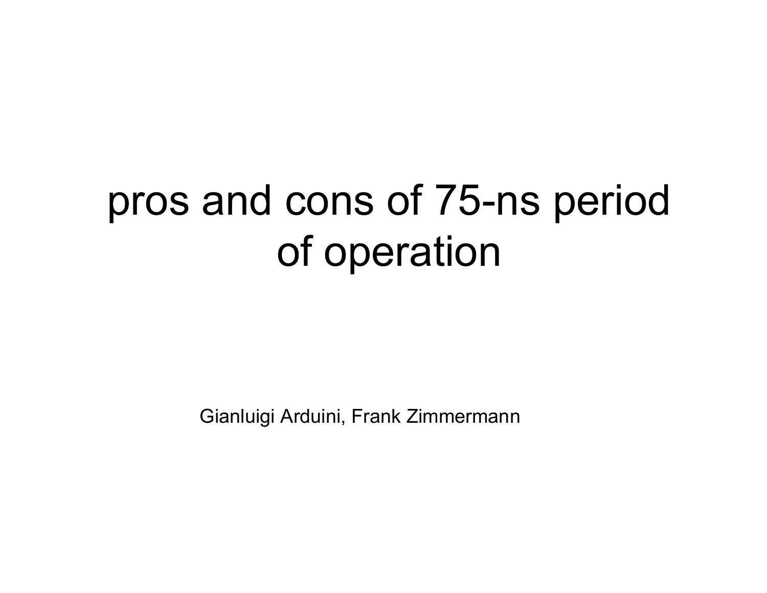# pros and cons of 75-ns period of operation

Gianluigi Arduini, Frank Zimmermann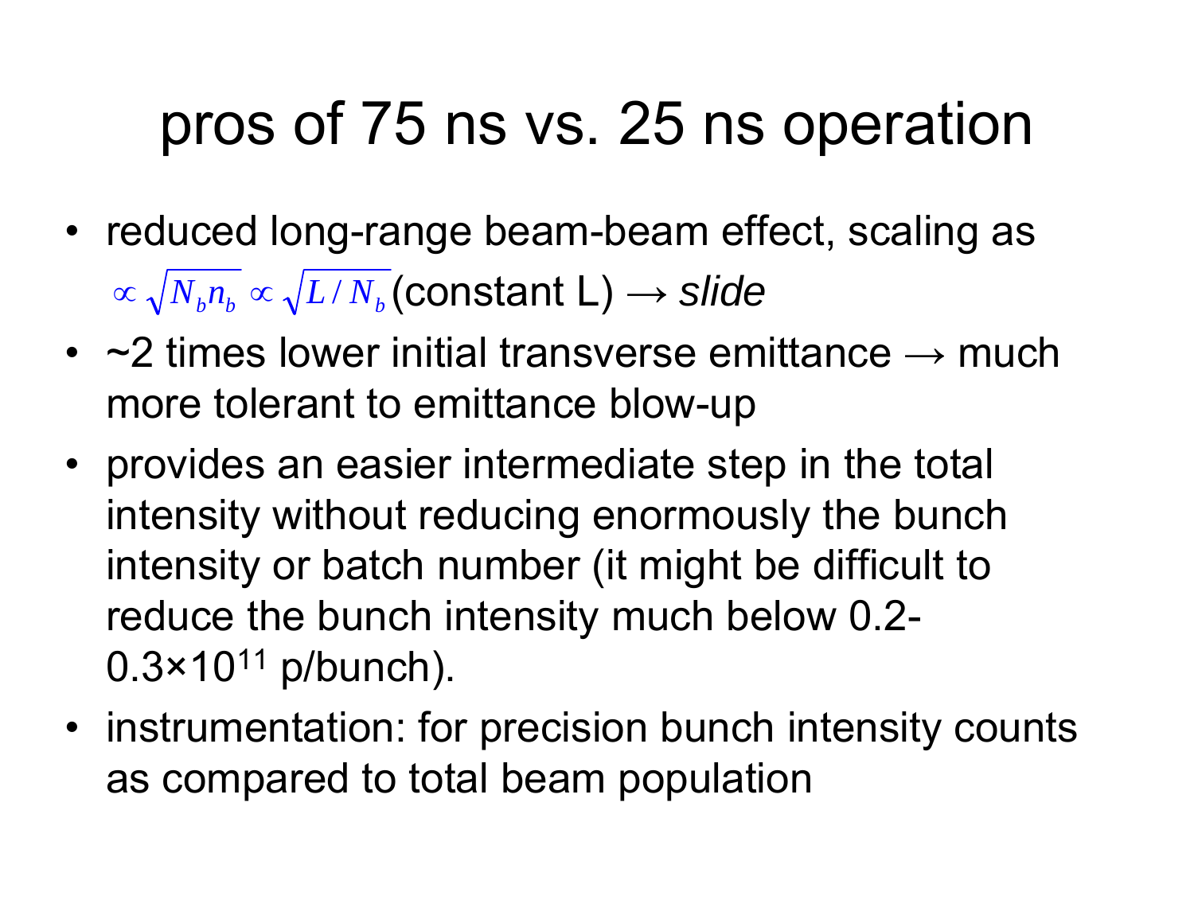# pros of 75 ns vs. 25 ns operation

- reduced long-range beam-beam effect, scaling as $\propto \sqrt{N_b n_b} \propto \sqrt{L / N_b}$ (constant L) → *slide*
- ~2 times lower initial transverse emittance → much more tolerant to emittance blow-up
- provides an easier intermediate step in the total intensity without reducing enormously the bunch intensity or batch number (it might be difficult to reduce the bunch intensity much below 0.2-0.3×$10^{11}$ p/bunch).
- instrumentation: for precision bunch intensity counts as compared to total beam population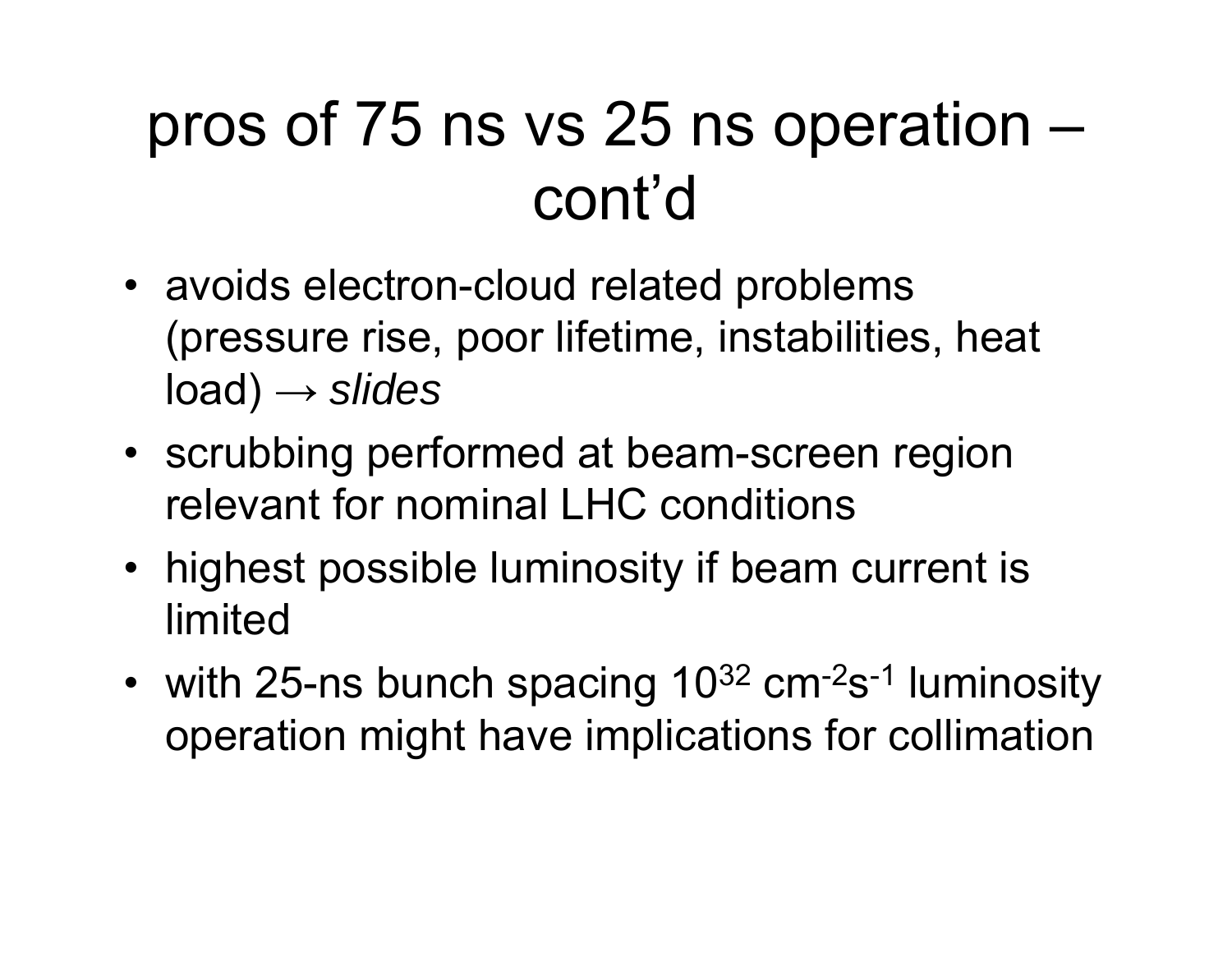# pros of 75 ns vs 25 ns operation – cont'd

- avoids electron-cloud related problems (pressure rise, poor lifetime, instabilities, heat load) → *slides*
- scrubbing performed at beam-screen region relevant for nominal LHC conditions
- highest possible luminosity if beam current is limited
- with 25-ns bunch spacing $10^{32}$ $cm^{-2}s^{-1}$ luminosity operation might have implications for collimation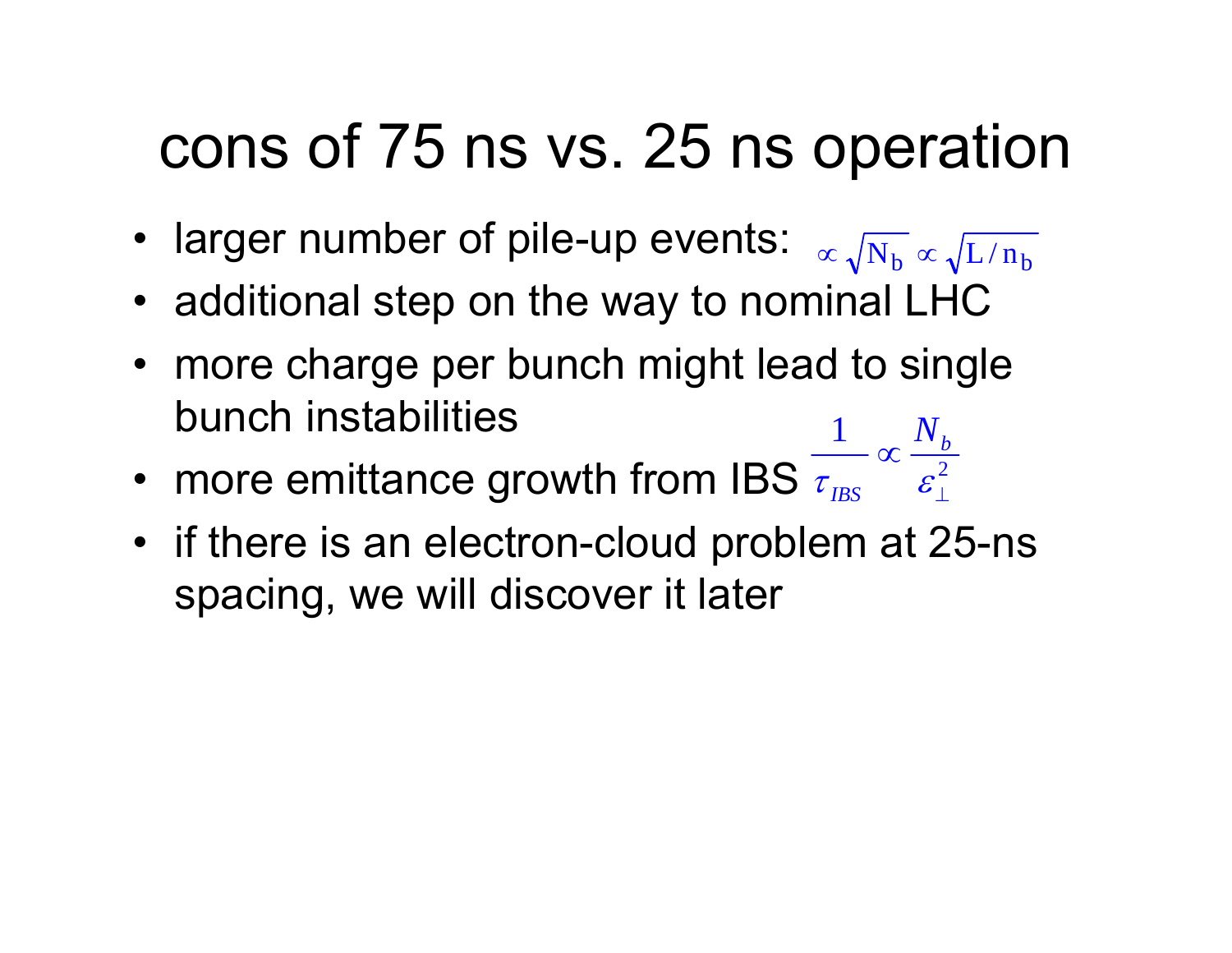# cons of 75 ns vs. 25 ns operation

- larger number of pile-up events: $\propto \sqrt{\mathrm{N_b}} \propto \sqrt{\mathrm{L}/\mathrm{n_b}}$
- additional step on the way to nominal LHC
- more charge per bunch might lead to single bunch instabilities
- more emittance growth from IBS $\dfrac{1}{\tau_{IBS}} \propto \dfrac{N_b}{\varepsilon_\perp^2}$
- if there is an electron-cloud problem at 25-ns spacing, we will discover it later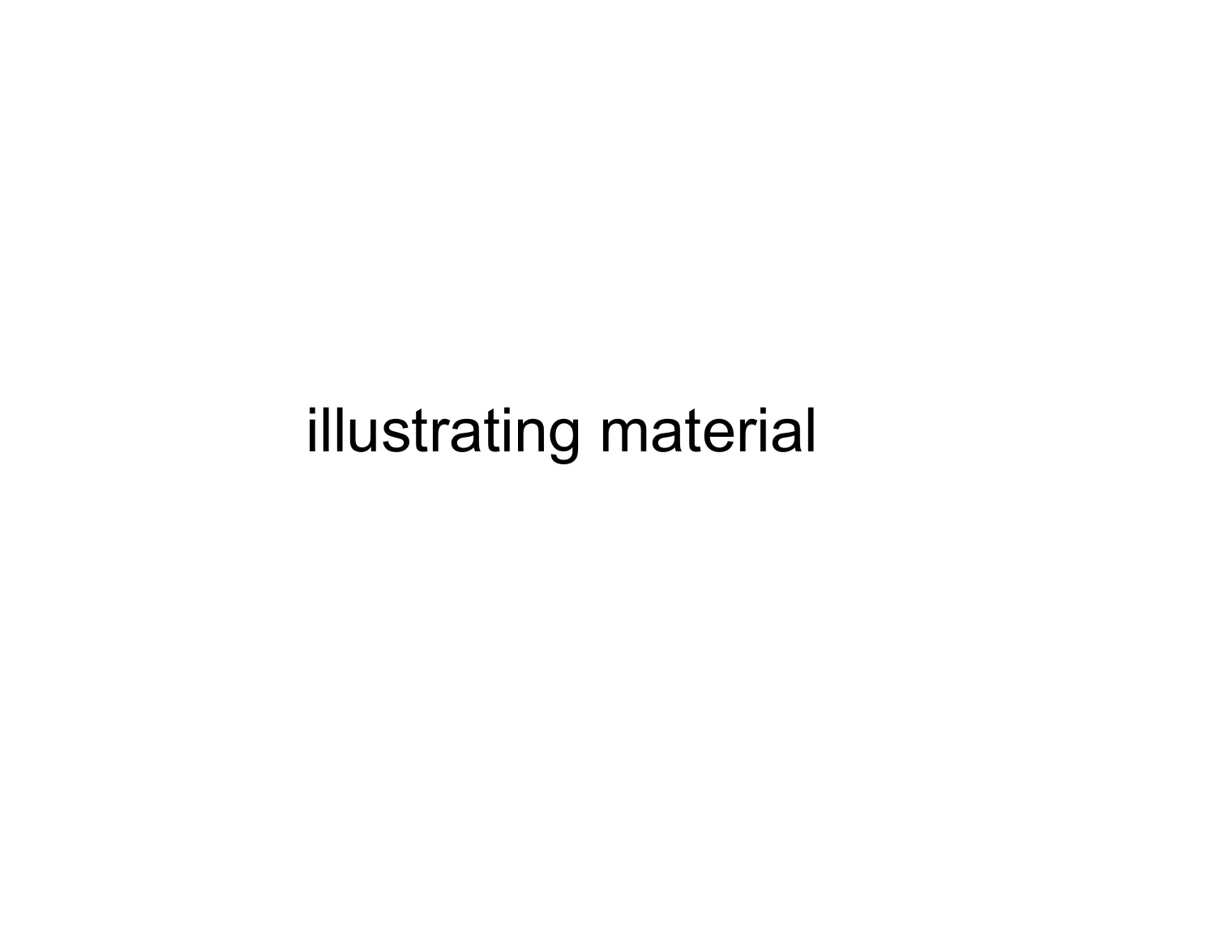illustrating material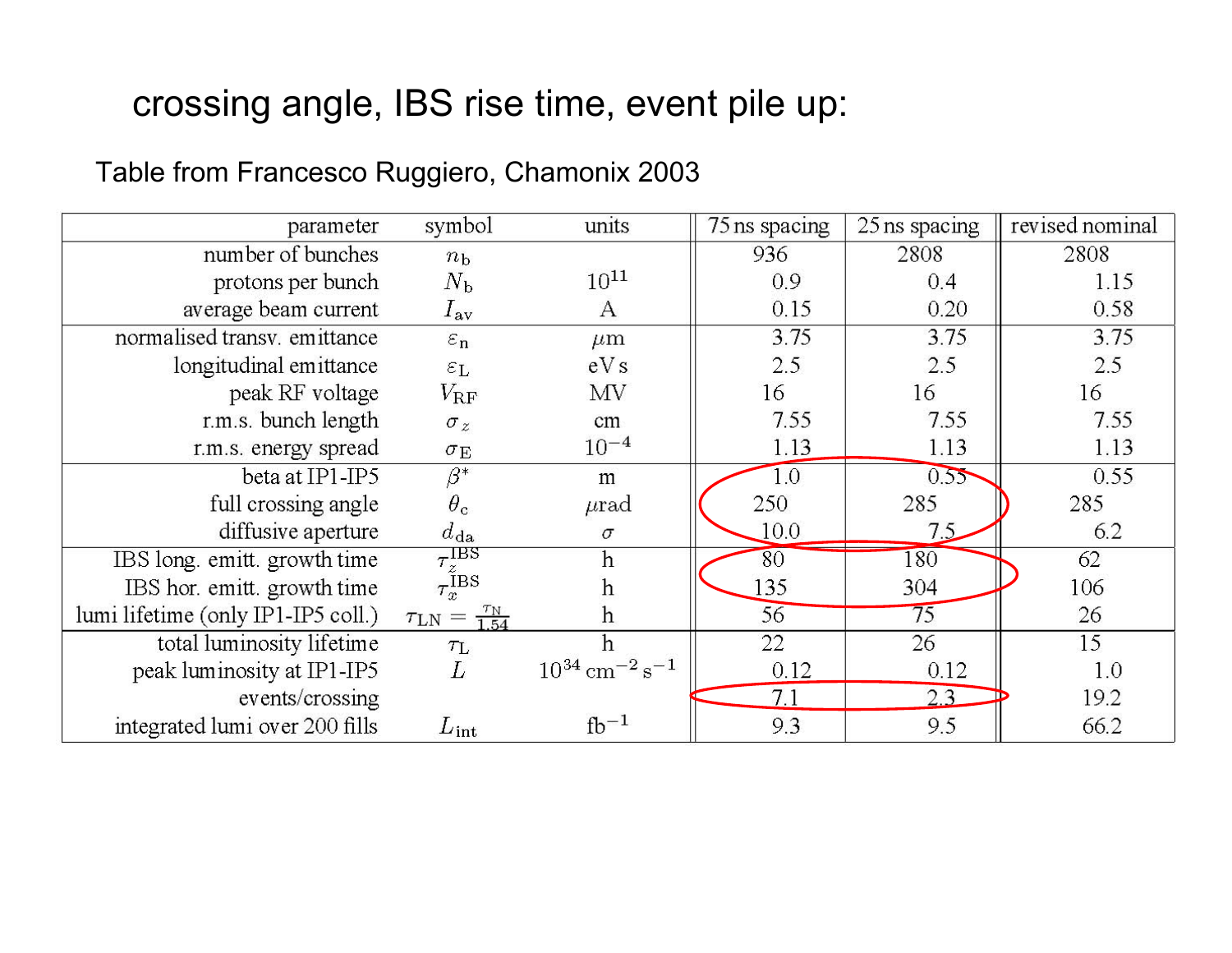# crossing angle, IBS rise time, event pile up:

Table from Francesco Ruggiero, Chamonix 2003

| parameter | symbol | units | 75 ns spacing | 25 ns spacing | revised nominal |
|---|---|---|---|---|---|
| number of bunches | $n_b$ | | 936 | 2808 | 2808 |
| protons per bunch | $N_b$ | $10^{11}$ | 0.9 | 0.4 | 1.15 |
| average beam current | $I_{av}$ | A | 0.15 | 0.20 | 0.58 |
| normalised transv. emittance | $\varepsilon_n$ | $\mu$m | 3.75 | 3.75 | 3.75 |
| longitudinal emittance | $\varepsilon_L$ | eV s | 2.5 | 2.5 | 2.5 |
| peak RF voltage | $V_{RF}$ | MV | 16 | 16 | 16 |
| r.m.s. bunch length | $\sigma_z$ | cm | 7.55 | 7.55 | 7.55 |
| r.m.s. energy spread | $\sigma_E$ | $10^{-4}$ | 1.13 | 1.13 | 1.13 |
| beta at IP1-IP5 | $\beta^*$ | m | 1.0 | 0.55 | 0.55 |
| full crossing angle | $\theta_c$ | $\mu$rad | 250 | 285 | 285 |
| diffusive aperture | $d_{da}$ | $\sigma$ | 10.0 | 7.5 | 6.2 |
| IBS long. emitt. growth time | $\tau_z^{IBS}$ | h | 80 | 180 | 62 |
| IBS hor. emitt. growth time | $\tau_x^{IBS}$ | h | 135 | 304 | 106 |
| lumi lifetime (only IP1-IP5 coll.) | $\tau_{LN} = \frac{\tau_N}{1.54}$ | h | 56 | 75 | 26 |
| total luminosity lifetime | $\tau_L$ | h | 22 | 26 | 15 |
| peak luminosity at IP1-IP5 | $L$ | $10^{34}\,\mathrm{cm^{-2}\,s^{-1}}$ | 0.12 | 0.12 | 1.0 |
| events/crossing | | | 7.1 | 2.3 | 19.2 |
| integrated lumi over 200 fills | $L_{int}$ | $\mathrm{fb^{-1}}$ | 9.3 | 9.5 | 66.2 |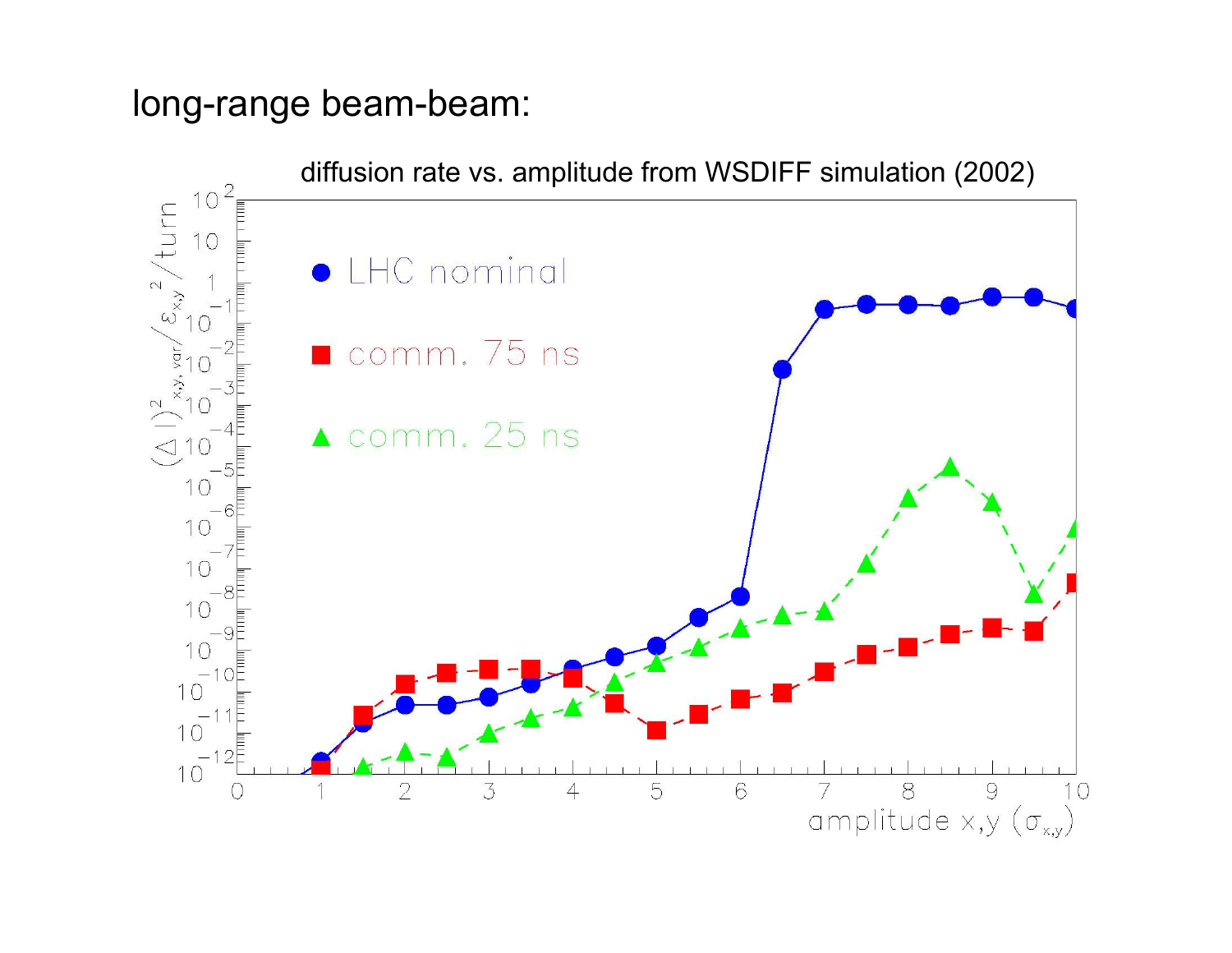# long-range beam-beam:

diffusion rate vs. amplitude from WSDIFF simulation (2002)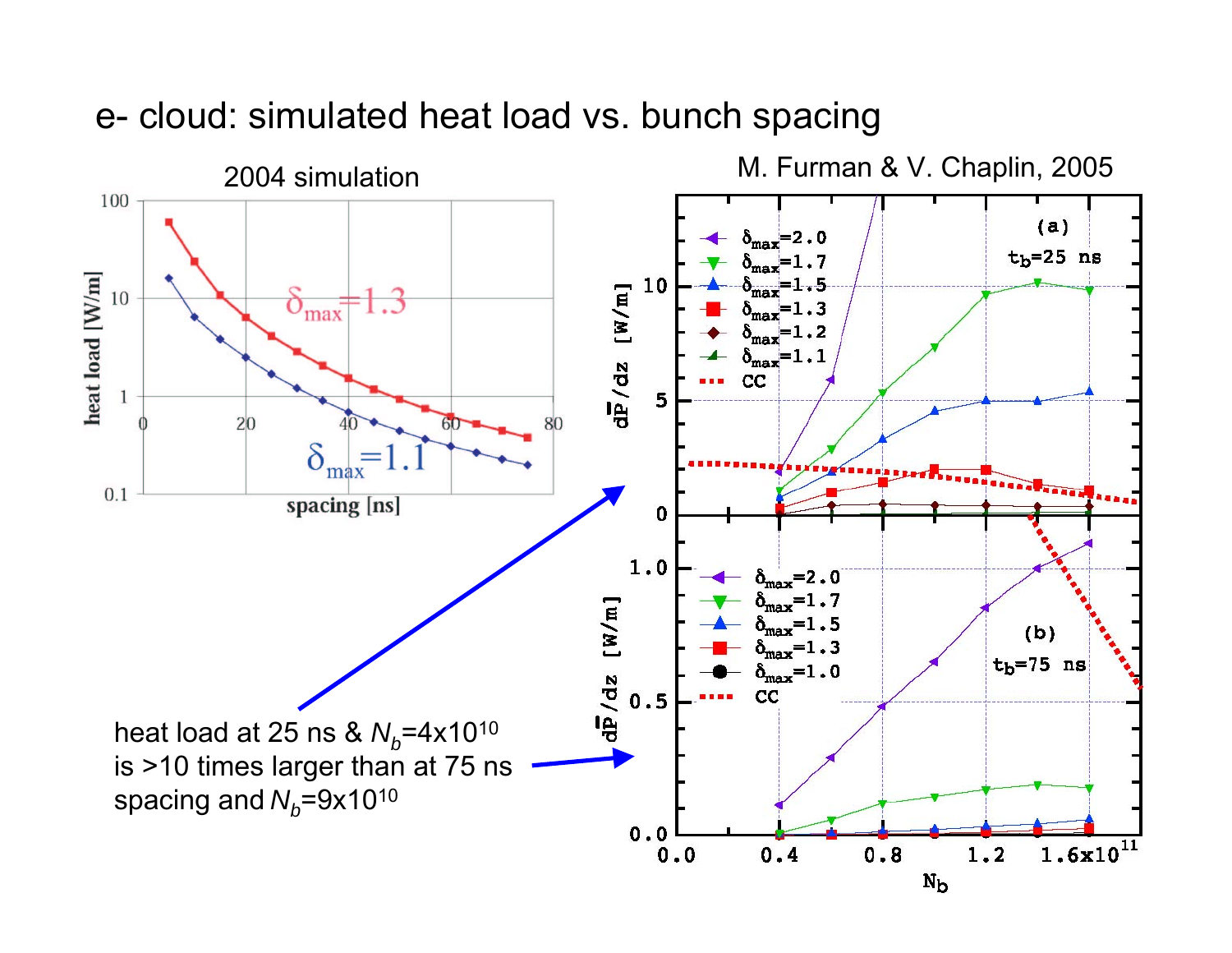# e- cloud: simulated heat load vs. bunch spacing

2004 simulation

M. Furman & V. Chaplin, 2005

heat load at 25 ns & $N_b$=4x10[10] is >10 times larger than at 75 ns spacing and $N_b$=9x10[10]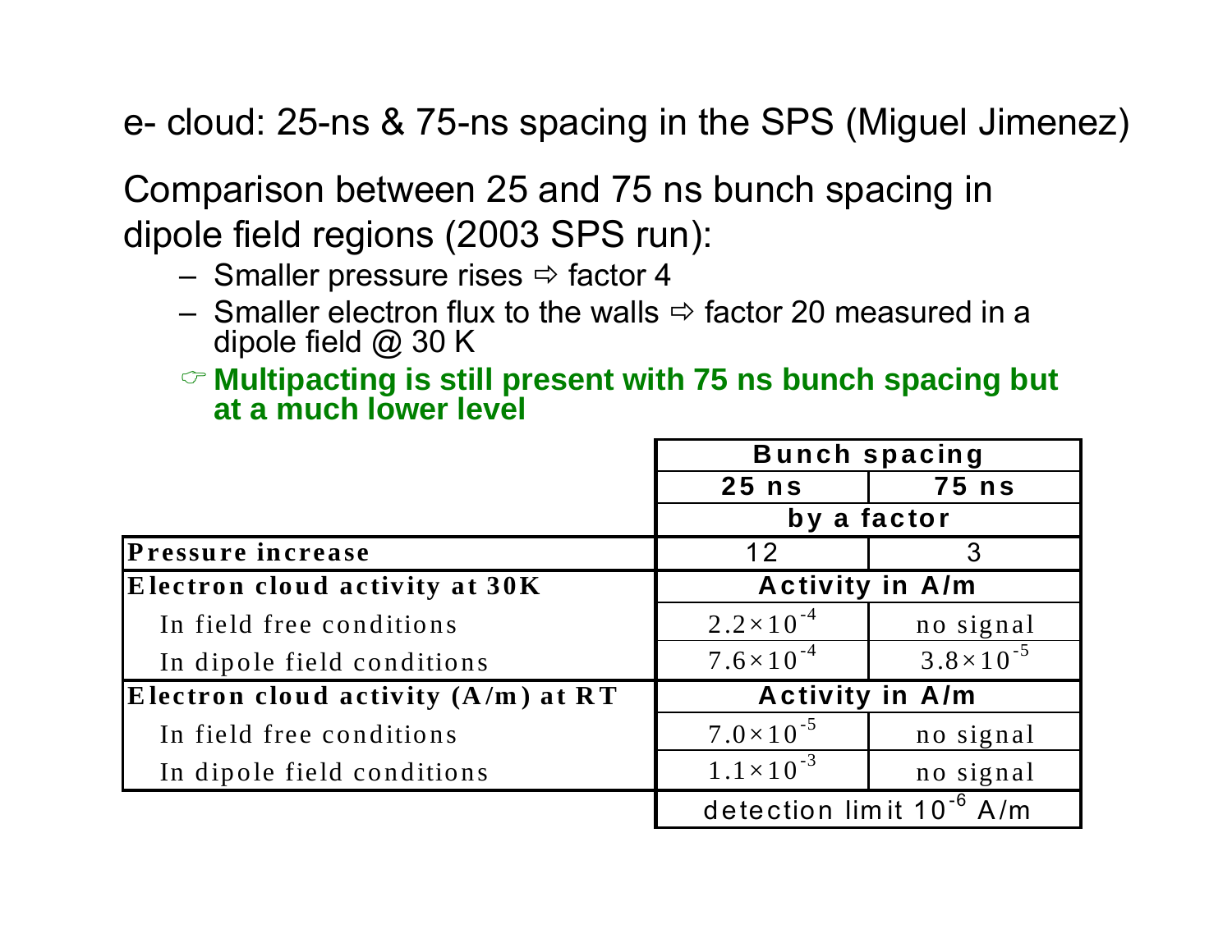# e- cloud: 25-ns & 75-ns spacing in the SPS (Miguel Jimenez)

Comparison between 25 and 75 ns bunch spacing in dipole field regions (2003 SPS run):

- Smaller pressure rises ⇨ factor 4
- Smaller electron flux to the walls ⇨ factor 20 measured in a dipole field @ 30 K

☞ **Multipacting is still present with 75 ns bunch spacing but at a much lower level**

| | Bunch spacing | |
|---|---|---|
| | 25 ns | 75 ns |
| | by a factor | |
| **Pressure increase** | 12 | 3 |
| **Electron cloud activity at 30K** | Activity in A/m | |
| In field free conditions | $2.2\times10^{-4}$ | no signal |
| In dipole field conditions | $7.6\times10^{-4}$ | $3.8\times10^{-5}$ |
| **Electron cloud activity (A/m) at RT** | Activity in A/m | |
| In field free conditions | $7.0\times10^{-5}$ | no signal |
| In dipole field conditions | $1.1\times10^{-3}$ | no signal |
| | detection limit $10^{-6}$ A/m | |